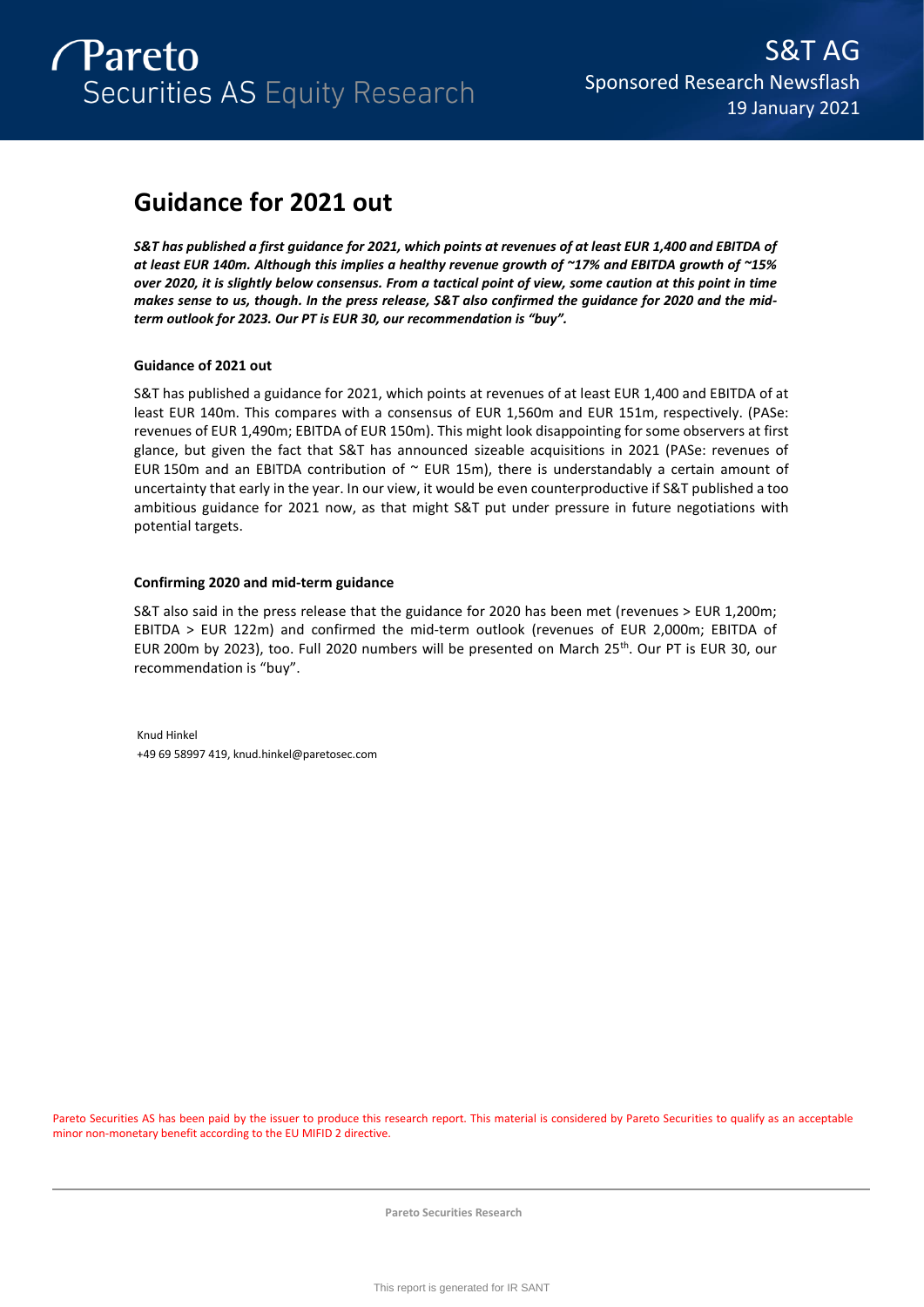# Guidance for 2021 out

***S&T has published a first guidance for 2021, which points at revenues of at least EUR 1,400 and EBITDA of at least EUR 140m. Although this implies a healthy revenue growth of ~17% and EBITDA growth of ~15% over 2020, it is slightly below consensus. From a tactical point of view, some caution at this point in time makes sense to us, though. In the press release, S&T also confirmed the guidance for 2020 and the mid-term outlook for 2023. Our PT is EUR 30, our recommendation is "buy".***

### Guidance of 2021 out

S&T has published a guidance for 2021, which points at revenues of at least EUR 1,400 and EBITDA of at least EUR 140m. This compares with a consensus of EUR 1,560m and EUR 151m, respectively. (PASe: revenues of EUR 1,490m; EBITDA of EUR 150m). This might look disappointing for some observers at first glance, but given the fact that S&T has announced sizeable acquisitions in 2021 (PASe: revenues of EUR 150m and an EBITDA contribution of ~ EUR 15m), there is understandably a certain amount of uncertainty that early in the year. In our view, it would be even counterproductive if S&T published a too ambitious guidance for 2021 now, as that might S&T put under pressure in future negotiations with potential targets.

### Confirming 2020 and mid-term guidance

S&T also said in the press release that the guidance for 2020 has been met (revenues > EUR 1,200m; EBITDA > EUR 122m) and confirmed the mid-term outlook (revenues of EUR 2,000m; EBITDA of EUR 200m by 2023), too. Full 2020 numbers will be presented on March 25th. Our PT is EUR 30, our recommendation is "buy".

Knud Hinkel
+49 69 58997 419, knud.hinkel@paretosec.com

Pareto Securities AS has been paid by the issuer to produce this research report. This material is considered by Pareto Securities to qualify as an acceptable minor non-monetary benefit according to the EU MIFID 2 directive.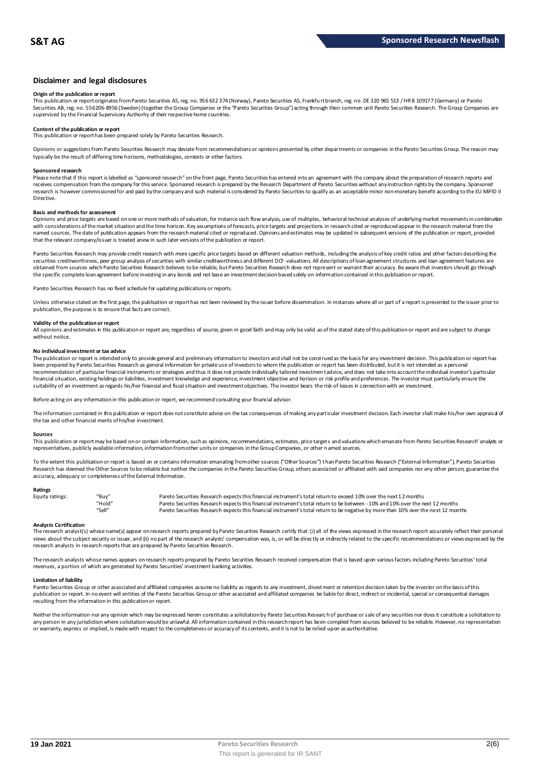## Disclaimer and legal disclosures

**Origin of the publication or report**

This publication or report originates from Pareto Securities AS, reg. no. 956 632 374 (Norway), Pareto Securities AS, Frankfurt branch, reg. no. DE 320 965 513 / HR B 109177 (Germany) or Pareto Securities AB, reg. no. 556206-8956 (Sweden) (together the Group Companies or the "Pareto Securities Group") acting through their common unit Pareto Securities Research. The Group Companies are supervised by the Financial Supervisory Authority of their respective home countries.

**Content of the publication or report**

This publication or report has been prepared solely by Pareto Securities Research.

Opinions or suggestions from Pareto Securities Research may deviate from recommendations or opinions presented by other departments or companies in the Pareto Securities Group. The reason may typically be the result of differing time horizons, methodologies, contexts or other factors.

**Sponsored research**

Please note that if this report is labelled as "sponsored research" on the front page, Pareto Securities has entered into an agreement with the company about the preparation of research reports and receives compensation from the company for this service. Sponsored research is prepared by the Research Department of Pareto Securities without any instruction rights by the company. Sponsored research is however commissioned for and paid by the company and such material is considered by Pareto Securities to qualify as an acceptable minor non-monetary benefit according to the EU MiFID II Directive.

**Basis and methods for assessment**

Opinions and price targets are based on one or more methods of valuation, for instance cash flow analysis, use of multiples, behavioral technical analyses of underlying market movements in combination with considerations of the market situation and the time horizon. Key assumptions of forecasts, price targets and projections in research cited or reproduced appear in the research material from the named sources. The date of publication appears from the research material cited or reproduced. Opinions and estimates may be updated in subsequent versions of the publication or report, provided that the relevant company/issuer is treated anew in such later versions of the publication or report.

Pareto Securities Research may provide credit research with more specific price targets based on different valuation methods, including the analysis of key credit ratios and other factors describing the securities creditworthiness, peer group analysis of securities with similar creditworthiness and different DCF-valuations. All descriptions of loan agreement structures and loan agreement features are obtained from sources which Pareto Securities Research believes to be reliable, but Pareto Securities Research does not represent or warrant their accuracy. Be aware that investors should go through the specific complete loan agreement before investing in any bonds and not base an investment decision based solely on information contained in this publication or report.

Pareto Securities Research has no fixed schedule for updating publications or reports.

Unless otherwise stated on the first page, the publication or report has not been reviewed by the issuer before dissemination. In instances where all or part of a report is presented to the issuer prior to publication, the purpose is to ensure that facts are correct.

**Validity of the publication or report**

All opinions and estimates in this publication or report are, regardless of source, given in good faith and may only be valid as of the stated date of this publication or report and are subject to change without notice.

**No individual investment or tax advice**

The publication or report is intended only to provide general and preliminary information to investors and shall not be construed as the basis for any investment decision. This publication or report has been prepared by Pareto Securities Research as general information for private use of investors to whom the publication or report has been distributed, but it is not intended as a personal recommendation of particular financial instruments or strategies and thus it does not provide individually tailored investment advice, and does not take into account the individual investor's particular financial situation, existing holdings or liabilities, investment knowledge and experience, investment objective and horizon or risk profile and preferences. The investor must particularly ensure the suitability of an investment as regards his/her financial and fiscal situation and investment objectives. The investor bears the risk of losses in connection with an investment.

Before acting on any information in this publication or report, we recommend consulting your financial advisor.

The information contained in this publication or report does not constitute advice on the tax consequences of making any particular investment decision. Each investor shall make his/her own appraisal of the tax and other financial merits of his/her investment.

**Sources**

This publication or report may be based on or contain information, such as opinions, recommendations, estimates, price targets and valuations which emanate from Pareto Securities Research' analysts or representatives, publicly available information, information from other units or companies in the Group Companies, or other named sources.

To the extent this publication or report is based on or contains information emanating from other sources ("Other Sources") than Pareto Securities Research ("External Information"), Pareto Securities Research has deemed the Other Sources to be reliable but neither the companies in the Pareto Securities Group, others associated or affiliated with said companies nor any other person, guarantee the accuracy, adequacy or completeness of the External Information.

**Ratings**

| | | |
|---|---|---|
| Equity ratings: | "Buy" | Pareto Securities Research expects this financial instrument's total return to exceed 10% over the next 12 months |
| | "Hold" | Pareto Securities Research expects this financial instrument's total return to be between -10% and 10% over the next 12 months |
| | "Sell" | Pareto Securities Research expects this financial instrument's total return to be negative by more than 10% over the next 12 months |

**Analysts Certification**

The research analyst(s) whose name(s) appear on research reports prepared by Pareto Securities Research certify that: (i) all of the views expressed in the research report accurately reflect their personal views about the subject security or issuer, and (ii) no part of the research analysts' compensation was, is, or will be directly or indirectly related to the specific recommendations or views expressed by the research analysts in research reports that are prepared by Pareto Securities Research.

The research analysts whose names appears on research reports prepared by Pareto Securities Research received compensation that is based upon various factors including Pareto Securities' total revenues, a portion of which are generated by Pareto Securities' investment banking activities.

**Limitation of liability**

Pareto Securities Group or other associated and affiliated companies assume no liability as regards to any investment, divestment or retention decision taken by the investor on the basis of this publication or report. In no event will entities of the Pareto Securities Group or other associated and affiliated companies be liable for direct, indirect or incidental, special or consequential damages resulting from the information in this publication or report.

Neither the information nor any opinion which may be expressed herein constitutes a solicitation by Pareto Securities Research of purchase or sale of any securities nor does it constitute a solicitation to any person in any jurisdiction where solicitation would be unlawful. All information contained in this research report has been compiled from sources believed to be reliable. However, no representation or warranty, express or implied, is made with respect to the completeness or accuracy of its contents, and it is not to be relied upon as authoritative.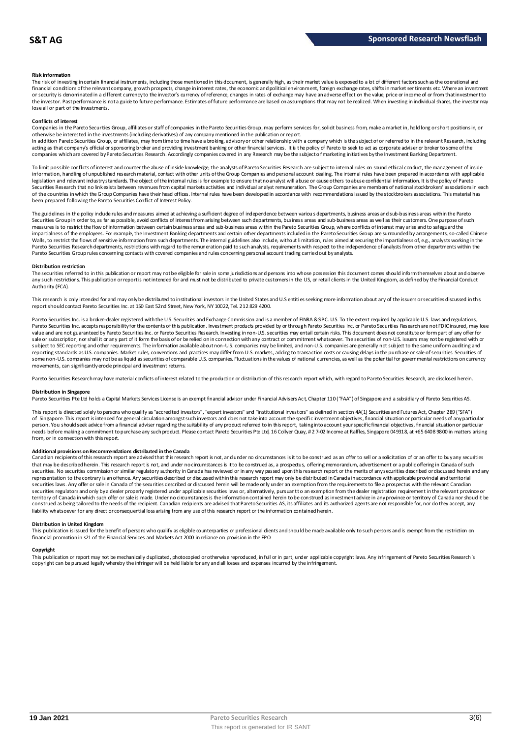#### Risk information

The risk of investing in certain financial instruments, including those mentioned in this document, is generally high, as their market value is exposed to a lot of different factors such as the operational and financial conditions of the relevant company, growth prospects, change in interest rates, the economic and political environment, foreign exchange rates, shifts in market sentiments etc. Where an investment or security is denominated in a different currency to the investor's currency of reference, changes in rates of exchange may have an adverse effect on the value, price or income of or from that investment to the investor. Past performance is not a guide to future performance. Estimates of future performance are based on assumptions that may not be realized. When investing in individual shares, the investor may lose all or part of the investments.

#### Conflicts of interest

Companies in the Pareto Securities Group, affiliates or staff of companies in the Pareto Securities Group, may perform services for, solicit business from, make a market in, hold long or short positions in, or otherwise be interested in the investments (including derivatives) of any company mentioned in the publication or report.

In addition Pareto Securities Group, or affiliates, may from time to time have a broking, advisory or other relationship with a company which is the subject of or referred to in the relevant Research, including acting as that company's official or sponsoring broker and providing investment banking or other financial services. It is the policy of Pareto to seek to act as corporate adviser or broker to some of the companies which are covered by Pareto Securities Research. Accordingly companies covered in any Research may be the subject of marketing initiatives by the Investment Banking Department.

To limit possible conflicts of interest and counter the abuse of inside knowledge, the analysts of Pareto Securities Research are subject to internal rules on sound ethical conduct, the management of inside information, handling of unpublished research material, contact with other units of the Group Companies and personal account dealing. The internal rules have been prepared in accordance with applicable legislation and relevant industry standards. The object of the internal rules is for example to ensure that no analyst will abuse or cause others to abuse confidential information. It is the policy of Pareto Securities Research that no link exists between revenues from capital markets activities and individual analyst remuneration. The Group Companies are members of national stockbrokers' associations in each of the countries in which the Group Companies have their head offices. Internal rules have been developed in accordance with recommendations issued by the stockbrokers associations. This material has been prepared following the Pareto Securities Conflict of Interest Policy.

The guidelines in the policy include rules and measures aimed at achieving a sufficient degree of independence between various departments, business areas and sub-business areas within the Pareto Securities Group in order to, as far as possible, avoid conflicts of interest from arising between such departments, business areas and sub-business areas as well as their customers. One purpose of such measures is to restrict the flow of information between certain business areas and sub-business areas within the Pareto Securities Group, where conflicts of interest may arise and to safeguard the impartialness of the employees. For example, the Investment Banking departments and certain other departments included in the Pareto Securities Group are surrounded by arrangements, so-called Chinese Walls, to restrict the flows of sensitive information from such departments. The internal guidelines also include, without limitation, rules aimed at securing the impartialness of, e.g., analysts working in the Pareto Securities Research departments, restrictions with regard to the remuneration paid to such analysts, requirements with respect to the independence of analysts from other departments within the Pareto Securities Group rules concerning contacts with covered companies and rules concerning personal account trading carried out by analysts.

#### Distribution restriction

The securities referred to in this publication or report may not be eligible for sale in some jurisdictions and persons into whose possession this document comes should inform themselves about and observe any such restrictions. This publication or report is not intended for and must not be distributed to private customers in the US, or retail clients in the United Kingdom, as defined by the Financial Conduct Authority (FCA).

This research is only intended for and may only be distributed to institutional investors in the United States and U.S entities seeking more information about any of the issuers or securities discussed in this report should contact Pareto Securities Inc. at 150 East 52nd Street, New York, NY 10022, Tel. 212 829 4200.

Pareto Securities Inc. is a broker-dealer registered with the U.S. Securities and Exchange Commission and is a member of FINRA & SIPC. U.S. To the extent required by applicable U.S. laws and regulations, Pareto Securities Inc. accepts responsibility for the contents of this publication. Investment products provided by or through Pareto Securities Inc. or Pareto Securities Research are not FDIC insured, may lose value and are not guaranteed by Pareto Securities Inc. or Pareto Securities Research. Investing in non-U.S. securities may entail certain risks. This document does not constitute or form part of any offer for sale or subscription, nor shall it or any part of it form the basis of or be relied on in connection with any contract or commitment whatsoever. The securities of non-U.S. issuers may not be registered with or subject to SEC reporting and other requirements. The information available about non-U.S. companies may be limited, and non-U.S. companies are generally not subject to the same uniform auditing and reporting standards as U.S. companies. Market rules, conventions and practices may differ from U.S. markets, adding to transaction costs or causing delays in the purchase or sale of securities. Securities of some non-U.S. companies may not be as liquid as securities of comparable U.S. companies. Fluctuations in the values of national currencies, as well as the potential for governmental restrictions on currency movements, can significantly erode principal and investment returns.

Pareto Securities Research may have material conflicts of interest related to the production or distribution of this research report which, with regard to Pareto Securities Research, are disclosed herein.

#### Distribution in Singapore

Pareto Securities Pte Ltd holds a Capital Markets Services License is an exempt financial advisor under Financial Advisers Act, Chapter 110 ("FAA") of Singapore and a subsidiary of Pareto Securities AS.

This report is directed solely to persons who qualify as "accredited investors", "expert investors" and "institutional investors" as defined in section 4A(1) Securities and Futures Act, Chapter 289 ("SFA") of Singapore. This report is intended for general circulation amongst such investors and does not take into account the specific investment objectives, financial situation or particular needs of any particular person. You should seek advice from a financial adviser regarding the suitability of any product referred to in this report, taking into account your specific financial objectives, financial situation or particular needs before making a commitment to purchase any such product. Please contact Pareto Securities Pte Ltd, 16 Collyer Quay, # 2 7-02 Income at Raffles, Singapore 049318, at +65 6408 9800 in matters arising from, or in connection with this report.

#### Additional provisions on Recommendations distributed in the Canada

Canadian recipients of this research report are advised that this research report is not, and under no circumstances is it to be construed as an offer to sell or a solicitation of or an offer to buy any securities that may be described herein. This research report is not, and under no circumstances is it to be construed as, a prospectus, offering memorandum, advertisement or a public offering in Canada of such securities. No securities commission or similar regulatory authority in Canada has reviewed or in any way passed upon this research report or the merits of any securities described or discussed herein and any representation to the contrary is an offence. Any securities described or discussed within this research report may only be distributed in Canada in accordance with applicable provincial and territorial securities laws. Any offer or sale in Canada of the securities described or discussed herein will be made only under an exemption from the requirements to file a prospectus with the relevant Canadian securities regulators and only by a dealer properly registered under applicable securities laws or, alternatively, pursuant to an exemption from the dealer registration requirement in the relevant province or territory of Canada in which such offer or sale is made. Under no circumstances is the information contained herein to be construed as investment advice in any province or territory of Canada nor should it be construed as being tailored to the needs of the recipient. Canadian recipients are advised that Pareto Securities AS, its affiliates and its authorized agents are not responsible for, nor do they accept, any liability whatsoever for any direct or consequential loss arising from any use of this research report or the information contained herein.

#### Distribution in United Kingdom

This publication is issued for the benefit of persons who qualify as eligible counterparties or professional clients and should be made available only to such persons and is exempt from the restriction on financial promotion in s21 of the Financial Services and Markets Act 2000 in reliance on provision in the FPO.

#### Copyright

This publication or report may not be mechanically duplicated, photocopied or otherwise reproduced, in full or in part, under applicable copyright laws. Any infringement of Pareto Securities Research´s copyright can be pursued legally whereby the infringer will be held liable for any and all losses and expenses incurred by the infringement.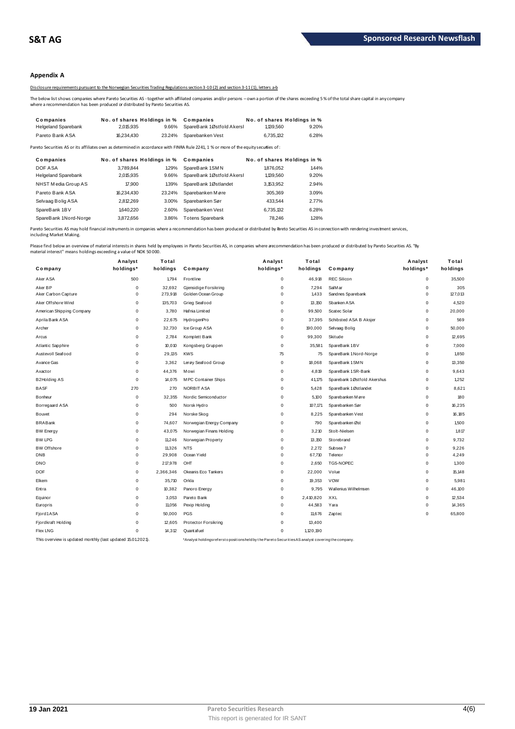## Appendix A

Disclosure requirements pursuant to the Norwegian Securities Trading Regulations section 3-10 (2) and section 3-11 (1), letters a-b

The below list shows companies where Pareto Securities AS - together with affiliated companies and/or persons – own a portion of the shares exceeding 5 % of the total share capital in any company where a recommendation has been produced or distributed by Pareto Securities AS.

| Companies | No. of shares | Holdings in % | Companies | No. of shares | Holdings in % |
|---|---|---|---|---|---|
| Helgeland Sparebank | 2,015,935 | 9.66% | SpareBank 1 Østfold Akersl | 1,139,560 | 9.20% |
| Pareto Bank ASA | 16,234,430 | 23.24% | Sparebanken Vest | 6,735,132 | 6.28% |

Pareto Securities AS or its affiliates own as determined in accordance with FINRA Rule 2241, 1 % or more of the equity securities of:

| Companies | No. of shares | Holdings in % | Companies | No. of shares | Holdings in % |
|---|---|---|---|---|---|
| DOF ASA | 3,789,844 | 1.29% | SpareBank 1 SMN | 1,876,052 | 1.44% |
| Helgeland Sparebank | 2,015,935 | 9.66% | SpareBank 1 Østfold Akersl | 1,139,560 | 9.20% |
| NHST Media Group AS | 17,900 | 1.39% | SpareBank 1 Østlandet | 3,153,952 | 2.94% |
| Pareto Bank ASA | 16,234,430 | 23.24% | Sparebanken Møre | 305,369 | 3.09% |
| Selvaag Bolig ASA | 2,812,269 | 3.00% | Sparebanken Sør | 433,544 | 2.77% |
| SpareBank 1 BV | 1,640,220 | 2.60% | Sparebanken Vest | 6,735,132 | 6.28% |
| SpareBank 1 Nord-Norge | 3,872,656 | 3.86% | Totens Sparebank | 78,246 | 1.28% |

Pareto Securities AS may hold financial instruments in companies where a recommendation has been produced or distributed by Pareto Securities AS in connection with rendering investment services, including Market Making.

Please find below an overview of material interests in shares held by employees in Pareto Securities AS, in companies where a recommendation has been produced or distributed by Pareto Securities AS. "By material interest" means holdings exceeding a value of NOK 50 000.

| Company | Analyst holdings* | Total holdings | Company | Analyst holdings* | Total holdings | Company | Analyst holdings* | Total holdings |
|---|---|---|---|---|---|---|---|---|
| Aker ASA | 500 | 1,794 | Frontline | 0 | 46,918 | REC Silicon | 0 | 35,500 |
| Aker BP | 0 | 32,692 | Gjensidige Forsikring | 0 | 7,294 | SalMar | 0 | 305 |
| Aker Carbon Capture | 0 | 273,918 | Golden Ocean Group | 0 | 1,433 | Sandnes Sparebank | 0 | 127,013 |
| Aker Offshore Wind | 0 | 135,703 | Grieg Seafood | 0 | 13,150 | Sbanken ASA | 0 | 4,520 |
| American Shipping Company | 0 | 3,780 | Hafnia Limited | 0 | 99,500 | Scatec Solar | 0 | 20,000 |
| Aprila Bank ASA | 0 | 22,675 | HydrogenPro | 0 | 37,395 | Schibsted ASA B Aksjer | 0 | 569 |
| Archer | 0 | 32,730 | Ice Group ASA | 0 | 190,000 | Selvaag Bolig | 0 | 50,000 |
| Arcus | 0 | 2,784 | Komplett Bank | 0 | 99,300 | Skitude | 0 | 12,695 |
| Atlantic Sapphire | 0 | 10,010 | Kongsberg Gruppen | 0 | 35,581 | SpareBank 1 BV | 0 | 7,000 |
| Austevoll Seafood | 0 | 29,135 | KWS | 75 | 75 | SpareBank 1 Nord-Norge | 0 | 1,850 |
| Avance Gas | 0 | 3,362 | Lerøy Seafood Group | 0 | 18,068 | SpareBank 1 SMN | 0 | 13,350 |
| Axactor | 0 | 44,376 | Mowi | 0 | 4,819 | SpareBank 1 SR-Bank | 0 | 9,643 |
| B2Holding AS | 0 | 14,075 | MPC Container Ships | 0 | 41,175 | Sparebank 1 Østfold Akershus | 0 | 1,252 |
| BASF | 270 | 270 | NORBIT ASA | 0 | 5,428 | SpareBank 1 Østlandet | 0 | 8,621 |
| Bonheur | 0 | 32,355 | Nordic Semiconductor | 0 | 5,100 | Sparebanken Møre | 0 | 180 |
| Borregaard ASA | 0 | 500 | Norsk Hydro | 0 | 107,171 | Sparebanken Sør | 0 | 16,235 |
| Bouvet | 0 | 294 | Norske Skog | 0 | 8,225 | Sparebanken Vest | 0 | 16,185 |
| BRABank | 0 | 74,607 | Norwegian Energy Company | 0 | 790 | Sparebanken Øst | 0 | 1,500 |
| BW Energy | 0 | 43,075 | Norwegian Finans Holding | 0 | 3,210 | Stolt-Nielsen | 0 | 1,817 |
| BW LPG | 0 | 11,246 | Norwegian Property | 0 | 13,150 | Storebrand | 0 | 9,732 |
| BW Offshore | 0 | 11,326 | NTS | 0 | 2,272 | Subsea 7 | 0 | 9,226 |
| DNB | 0 | 29,908 | Ocean Yield | 0 | 67,710 | Telenor | 0 | 4,249 |
| DNO | 0 | 217,978 | OHT | 0 | 2,650 | TGS-NOPEC | 0 | 1,300 |
| DOF | 0 | 2,366,346 | Okeanis Eco Tankers | 0 | 22,000 | Volue | 0 | 15,148 |
| Elkem | 0 | 35,710 | Orkla | 0 | 19,353 | VOW | 0 | 5,981 |
| Entra | 0 | 10,382 | Panoro Energy | 0 | 9,795 | Wallenius Wilhelmsen | 0 | 46,100 |
| Equinor | 0 | 3,053 | Pareto Bank | 0 | 2,410,820 | XXL | 0 | 12,534 |
| Europris | 0 | 11,056 | Pexip Holding | 0 | 44,583 | Yara | 0 | 14,365 |
| Fjord1 ASA | 0 | 50,000 | PGS | 0 | 11,676 | Zaptec | 0 | 65,800 |
| Fjordkraft Holding | 0 | 12,605 | Protector Forsikring | 0 | 13,400 | | | |
| Flex LNG | 0 | 14,312 | Quantafuel | 0 | 1,120,190 | | | |

This overview is updated monthly (last updated 15.01.2021).

*Analyst holdings refers to positions held by the Pareto Securities AS analyst covering the company.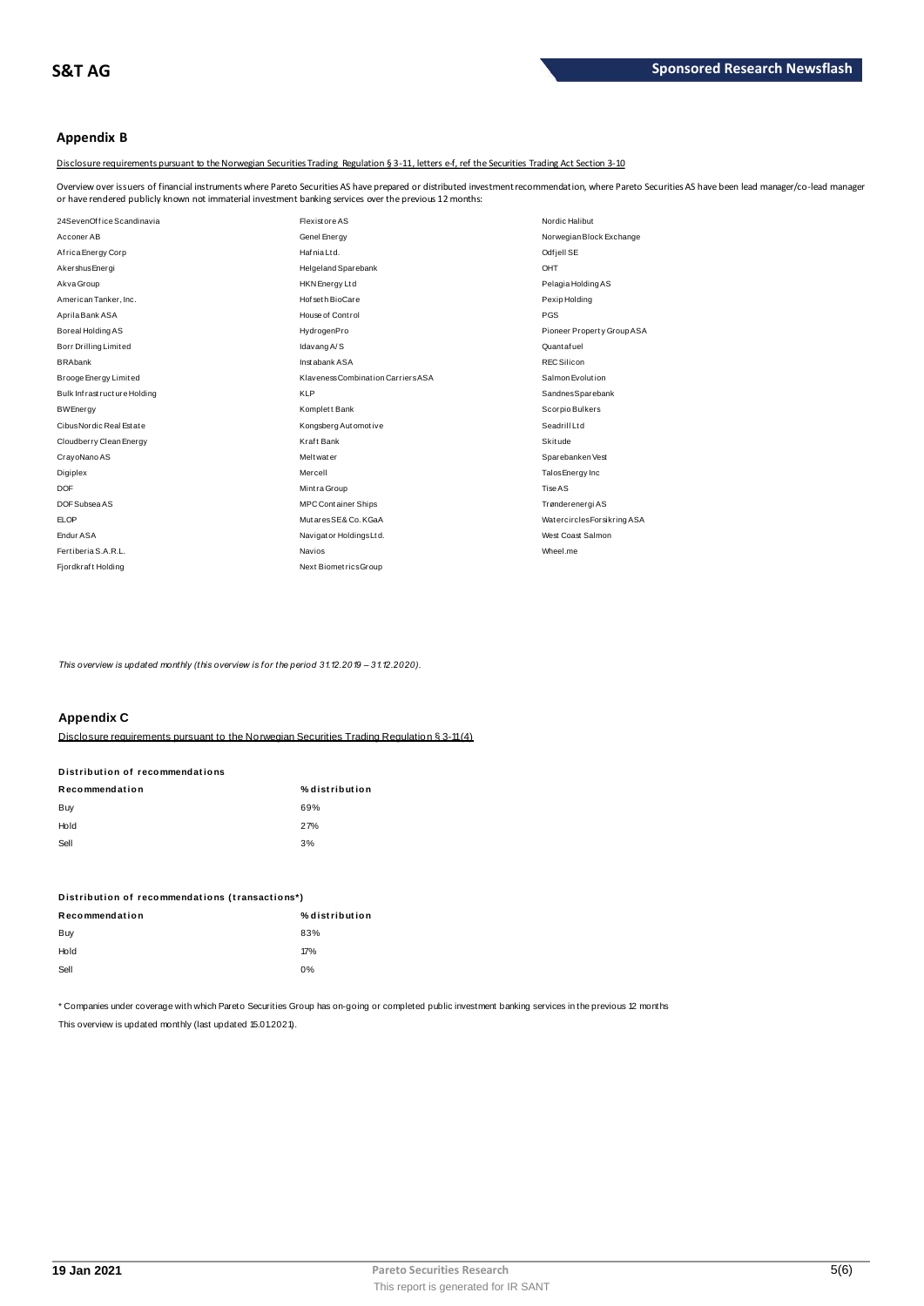## Appendix B

Disclosure requirements pursuant to the Norwegian Securities Trading Regulation § 3-11, letters e-f, ref the Securities Trading Act Section 3-10

Overview over issuers of financial instruments where Pareto Securities AS have prepared or distributed investment recommendation, where Pareto Securities AS have been lead manager/co-lead manager or have rendered publicly known not immaterial investment banking services over the previous 12 months:

| | | |
|---|---|---|
| 24SevenOffice Scandinavia | Flexistore AS | Nordic Halibut |
| Acconer AB | Genel Energy | Norwegian Block Exchange |
| Africa Energy Corp | Hafnia Ltd. | Odfjell SE |
| Akershus Energi | Helgeland Sparebank | OHT |
| Akva Group | HKN Energy Ltd | Pelagia Holding AS |
| American Tanker, Inc. | Hofseth BioCare | Pexip Holding |
| Aprila Bank ASA | House of Control | PGS |
| Boreal Holding AS | HydrogenPro | Pioneer Property Group ASA |
| Borr Drilling Limited | Idavang A/S | Quantafuel |
| BRAbank | Instabank ASA | REC Silicon |
| Brooge Energy Limited | Klaveness Combination Carriers ASA | Salmon Evolution |
| Bulk Infrastructure Holding | KLP | Sandnes Sparebank |
| BW Energy | Komplett Bank | Scorpio Bulkers |
| Cibus Nordic Real Estate | Kongsberg Automotive | Seadrill Ltd |
| Cloudberry Clean Energy | Kraft Bank | Skitude |
| CrayoNano AS | Meltwater | Sparebanken Vest |
| Digiplex | Mercell | Talos Energy Inc |
| DOF | Mintra Group | Tise AS |
| DOF Subsea AS | MPC Container Ships | Trønderenergi AS |
| ELOP | Mutares SE& Co. KGaA | Watercircles Forsikring ASA |
| Endur ASA | Navigator Holdings Ltd. | West Coast Salmon |
| Fertiberia S.A.R.L. | Navios | Wheel.me |
| Fjordkraft Holding | Next Biometrics Group | |

*This overview is updated monthly (this overview is for the period 31.12.2019 – 31.12.2020).*

## Appendix C

Disclosure requirements pursuant to the Norwegian Securities Trading Regulation § 3-11(4)

**Distribution of recommendations**

| Recommendation | % distribution |
|---|---|
| Buy | 69% |
| Hold | 27% |
| Sell | 3% |

**Distribution of recommendations (transactions*)**

| Recommendation | % distribution |
|---|---|
| Buy | 83% |
| Hold | 17% |
| Sell | 0% |

* Companies under coverage with which Pareto Securities Group has on-going or completed public investment banking services in the previous 12 months

This overview is updated monthly (last updated 15.01.2021).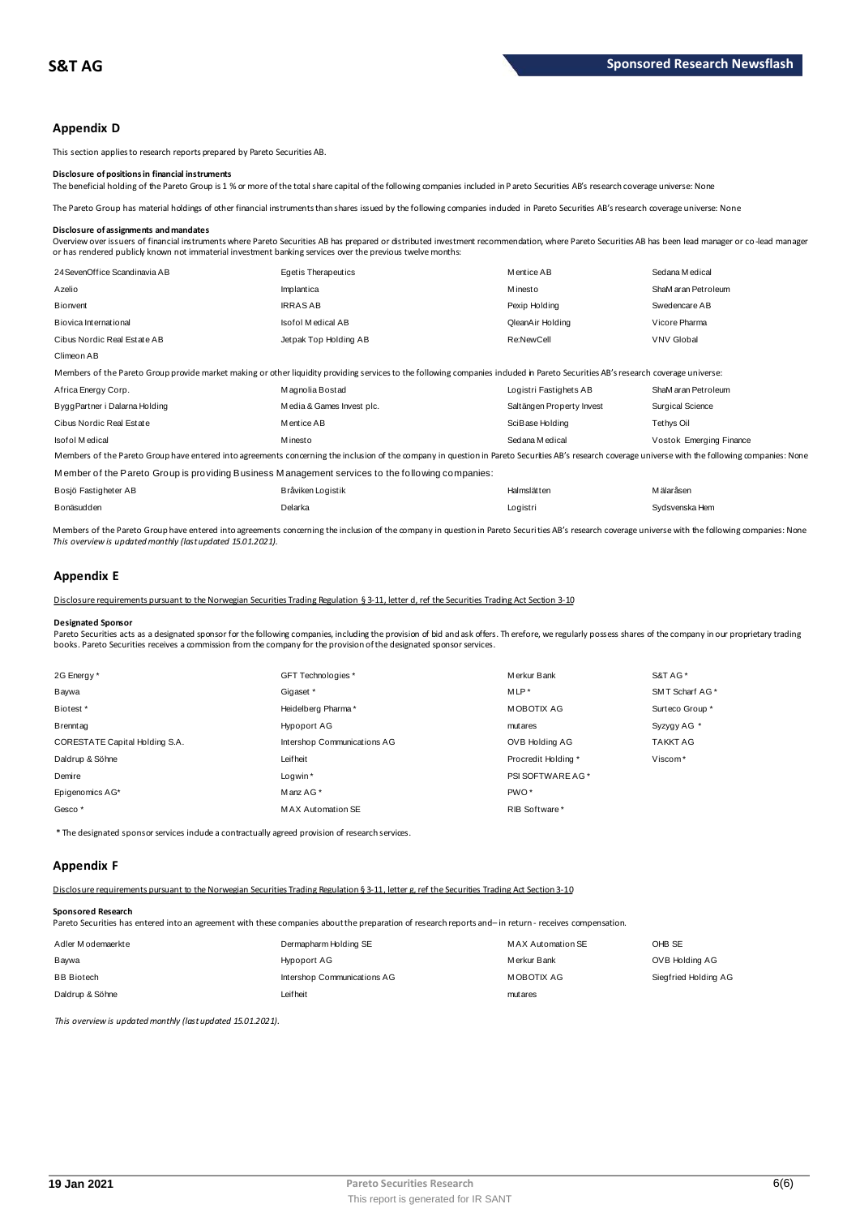## Appendix D

This section applies to research reports prepared by Pareto Securities AB.

**Disclosure of positions in financial instruments**

The beneficial holding of the Pareto Group is 1 % or more of the total share capital of the following companies included in Pareto Securities AB's research coverage universe: None

The Pareto Group has material holdings of other financial instruments than shares issued by the following companies included in Pareto Securities AB's research coverage universe: None

**Disclosure of assignments and mandates**

Overview over issuers of financial instruments where Pareto Securities AB has prepared or distributed investment recommendation, where Pareto Securities AB has been lead manager or co-lead manager or has rendered publicly known not immaterial investment banking services over the previous twelve months:

| | | | |
|---|---|---|---|
| 24SevenOffice Scandinavia AB | Egetis Therapeutics | Mentice AB | Sedana Medical |
| Azelio | Implantica | Minesto | ShaMaran Petroleum |
| Bionvent | IRRAS AB | Pexip Holding | Swedencare AB |
| Biovica International | Isofol Medical AB | QleanAir Holding | Vicore Pharma |
| Cibus Nordic Real Estate AB | Jetpak Top Holding AB | Re:NewCell | VNV Global |
| Climeon AB | | | |

Members of the Pareto Group provide market making or other liquidity providing services to the following companies included in Pareto Securities AB's research coverage universe:

| | | | |
|---|---|---|---|
| Africa Energy Corp. | Magnolia Bostad | Logistri Fastighets AB | ShaMaran Petroleum |
| ByggPartner i Dalarna Holding | Media & Games Invest plc. | Saltängen Property Invest | Surgical Science |
| Cibus Nordic Real Estate | Mentice AB | SciBase Holding | Tethys Oil |
| Isofol Medical | Minesto | Sedana Medical | Vostok Emerging Finance |

Members of the Pareto Group have entered into agreements concerning the inclusion of the company in question in Pareto Securities AB's research coverage universe with the following companies: None

Member of the Pareto Group is providing Business Management services to the following companies:

| | | | |
|---|---|---|---|
| Bosjö Fastigheter AB | Bråviken Logistik | Halmslätten | Mälaråsen |
| Bonäsudden | Delarka | Logistri | Sydsvenska Hem |

Members of the Pareto Group have entered into agreements concerning the inclusion of the company in question in Pareto Securities AB's research coverage universe with the following companies: None

*This overview is updated monthly (last updated 15.01.2021).*

## Appendix E

Disclosure requirements pursuant to the Norwegian Securities Trading Regulation § 3-11, letter d, ref the Securities Trading Act Section 3-10

**Designated Sponsor**

Pareto Securities acts as a designated sponsor for the following companies, including the provision of bid and ask offers. Therefore, we regularly possess shares of the company in our proprietary trading books. Pareto Securities receives a commission from the company for the provision of the designated sponsor services.

| | | | |
|---|---|---|---|
| 2G Energy * | GFT Technologies * | Merkur Bank | S&T AG * |
| Baywa | Gigaset * | MLP * | SMT Scharf AG * |
| Biotest * | Heidelberg Pharma * | MOBOTIX AG | Surteco Group * |
| Brenntag | Hypoport AG | mutares | Syzygy AG * |
| CORESTATE Capital Holding S.A. | Intershop Communications AG | OVB Holding AG | TAKKT AG |
| Daldrup & Söhne | Leifheit | Procredit Holding * | Viscom * |
| Demire | Logwin * | PSI SOFTWARE AG * | |
| Epigenomics AG* | Manz AG * | PWO * | |
| Gesco * | MAX Automation SE | RIB Software * | |

\* The designated sponsor services include a contractually agreed provision of research services.

## Appendix F

Disclosure requirements pursuant to the Norwegian Securities Trading Regulation § 3-11, letter g, ref the Securities Trading Act Section 3-10

**Sponsored Research**

Pareto Securities has entered into an agreement with these companies about the preparation of research reports and – in return - receives compensation.

| | | | |
|---|---|---|---|
| Adler Modemaerkte | Dermapharm Holding SE | MAX Automation SE | OHB SE |
| Baywa | Hypoport AG | Merkur Bank | OVB Holding AG |
| BB Biotech | Intershop Communications AG | MOBOTIX AG | Siegfried Holding AG |
| Daldrup & Söhne | Leifheit | mutares | |

*This overview is updated monthly (last updated 15.01.2021).*